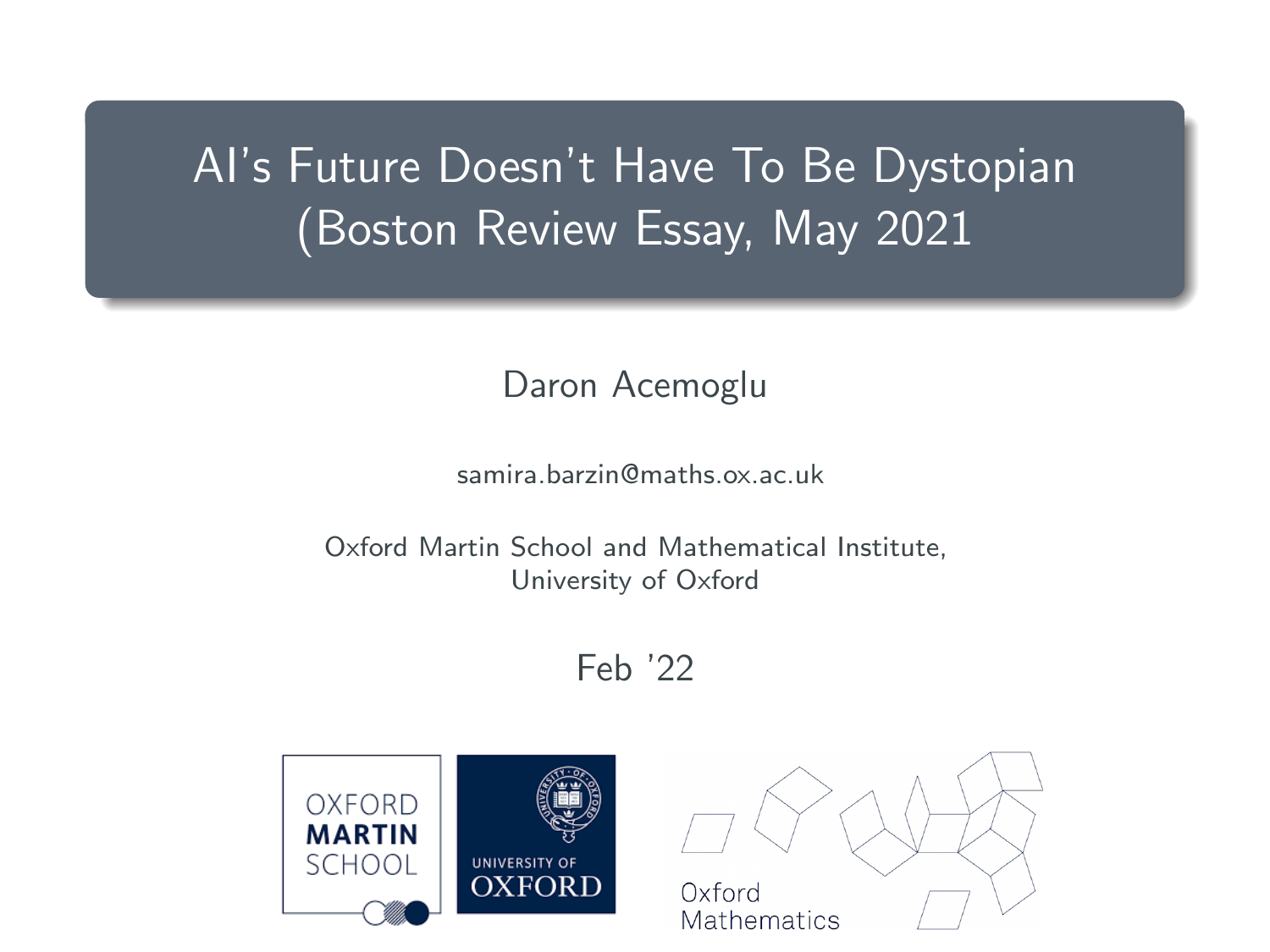# AI's Future Doesn't Have To Be Dystopian (Boston Review Essay, May 2021

Daron Acemoglu

samira.barzin@maths.ox.ac.uk

Oxford Martin School and Mathematical Institute,
University of Oxford

Feb '22

OXFORD MARTIN SCHOOL

UNIVERSITY OF OXFORD

Oxford Mathematics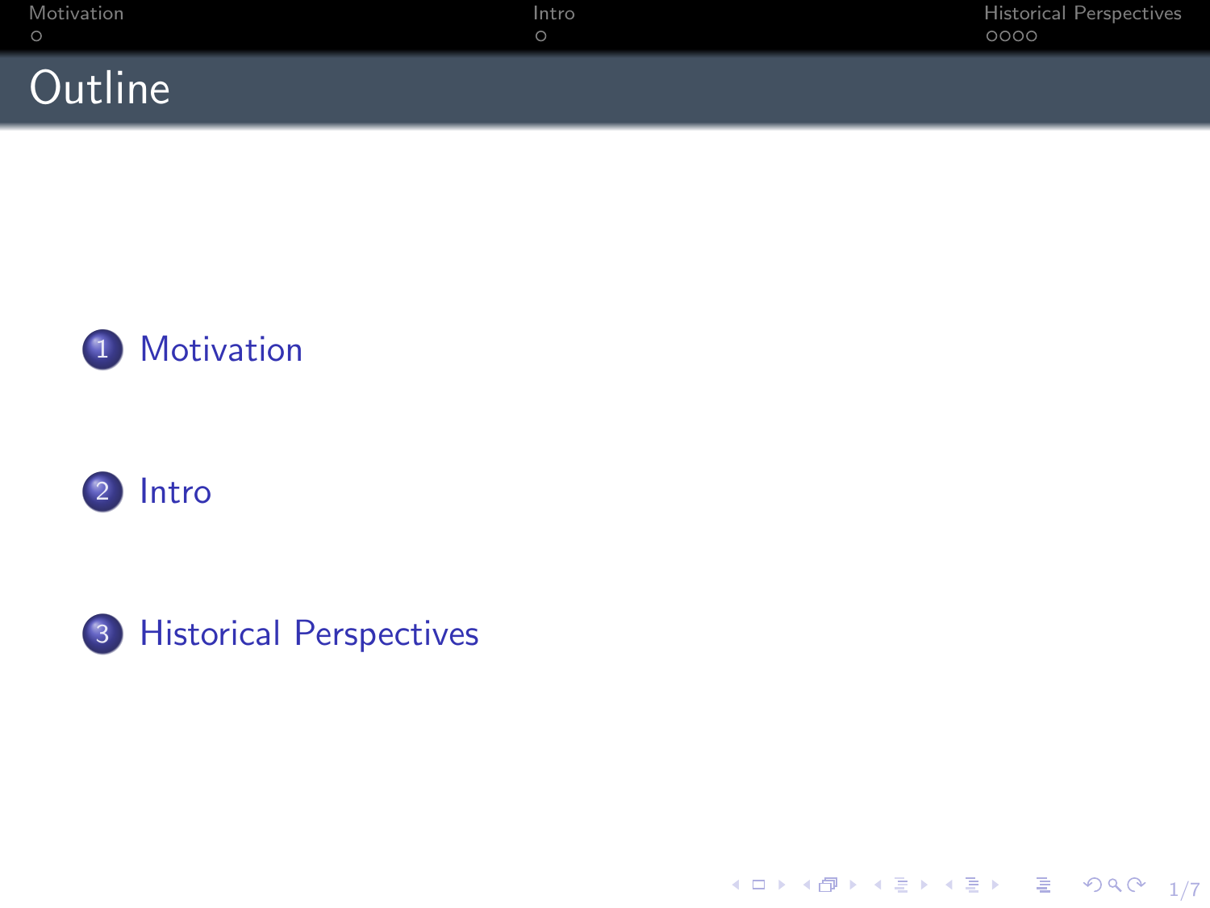# Outline

1. Motivation
2. Intro
3. Historical Perspectives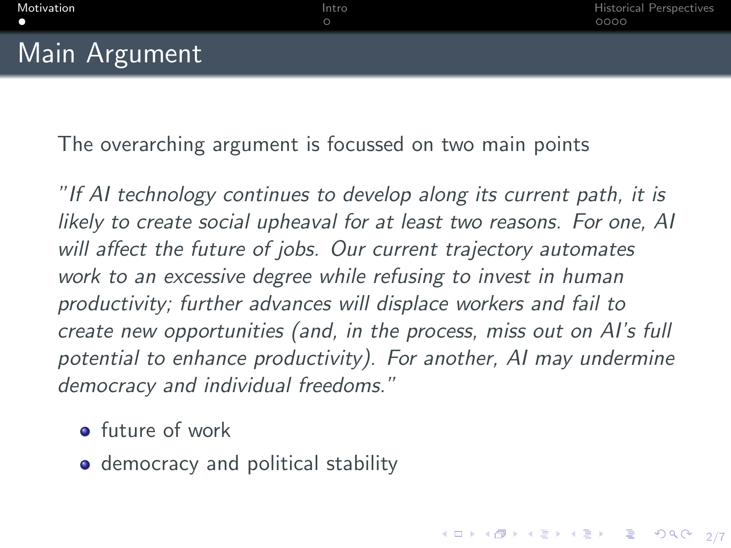# Main Argument

The overarching argument is focussed on two main points

*"If AI technology continues to develop along its current path, it is likely to create social upheaval for at least two reasons. For one, AI will affect the future of jobs. Our current trajectory automates work to an excessive degree while refusing to invest in human productivity; further advances will displace workers and fail to create new opportunities (and, in the process, miss out on AI's full potential to enhance productivity). For another, AI may undermine democracy and individual freedoms."*

- future of work
- democracy and political stability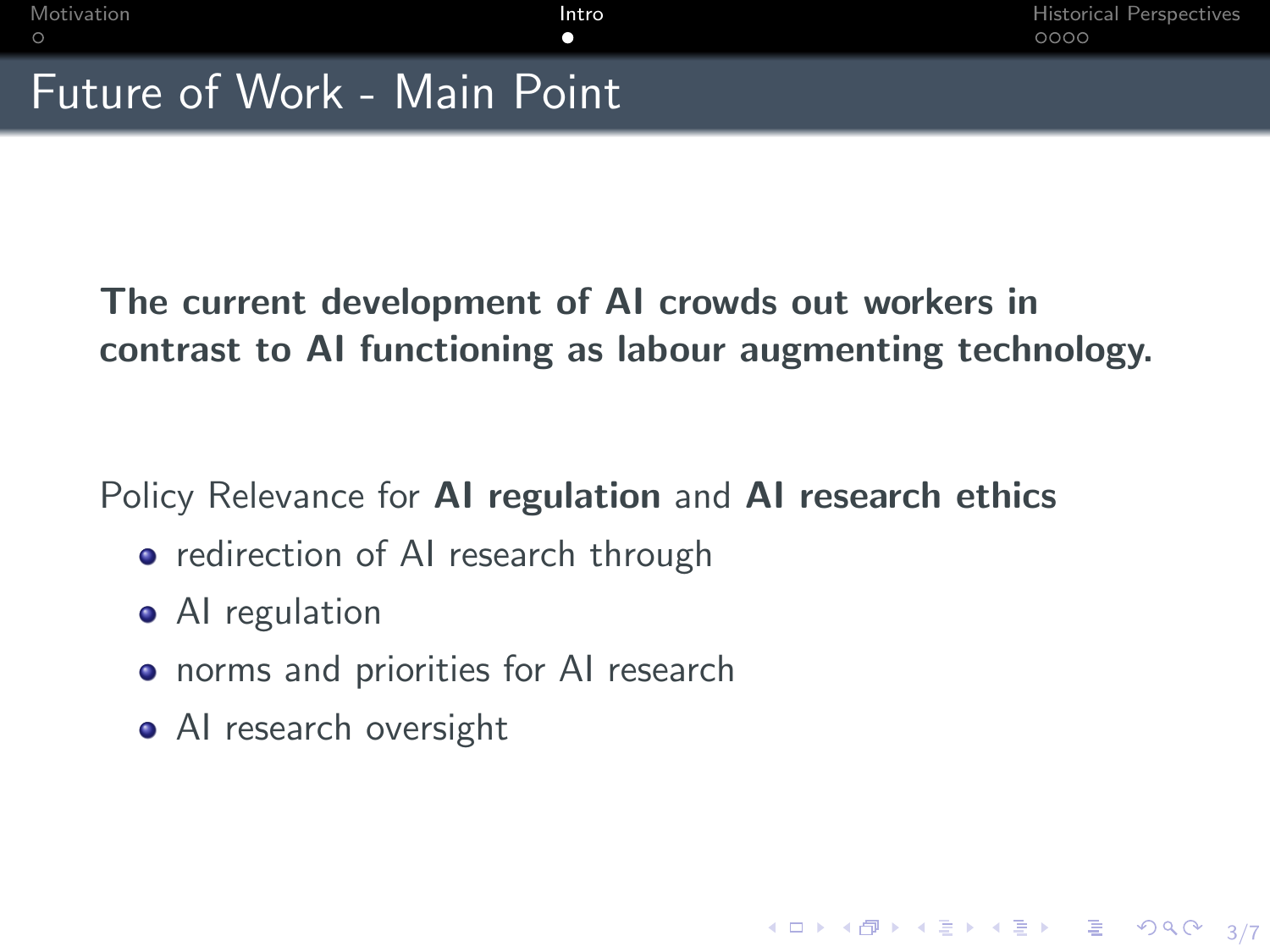# Future of Work - Main Point

**The current development of AI crowds out workers in contrast to AI functioning as labour augmenting technology.**

Policy Relevance for **AI regulation** and **AI research ethics**

- redirection of AI research through
- AI regulation
- norms and priorities for AI research
- AI research oversight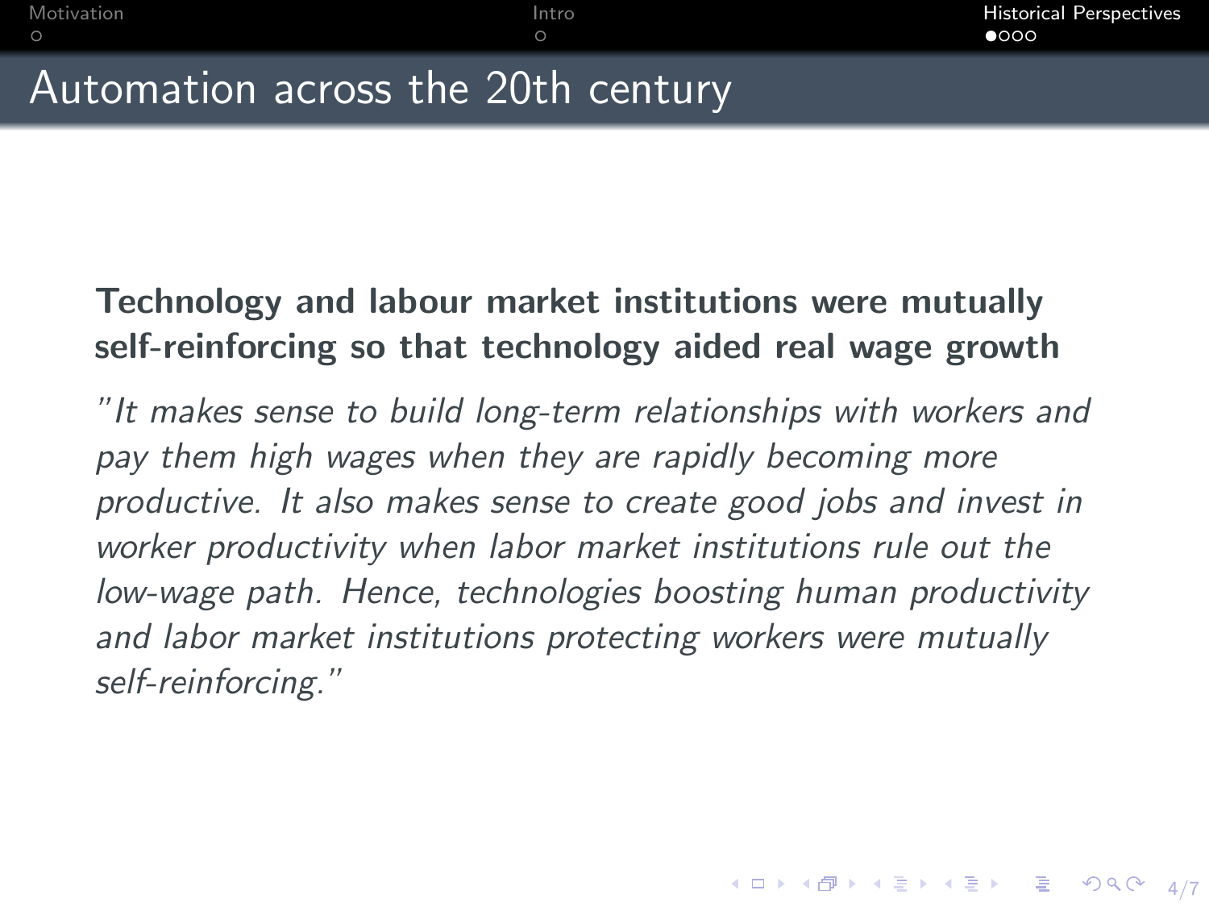# Automation across the 20th century

**Technology and labour market institutions were mutually self-reinforcing so that technology aided real wage growth**

*"It makes sense to build long-term relationships with workers and pay them high wages when they are rapidly becoming more productive. It also makes sense to create good jobs and invest in worker productivity when labor market institutions rule out the low-wage path. Hence, technologies boosting human productivity and labor market institutions protecting workers were mutually self-reinforcing."*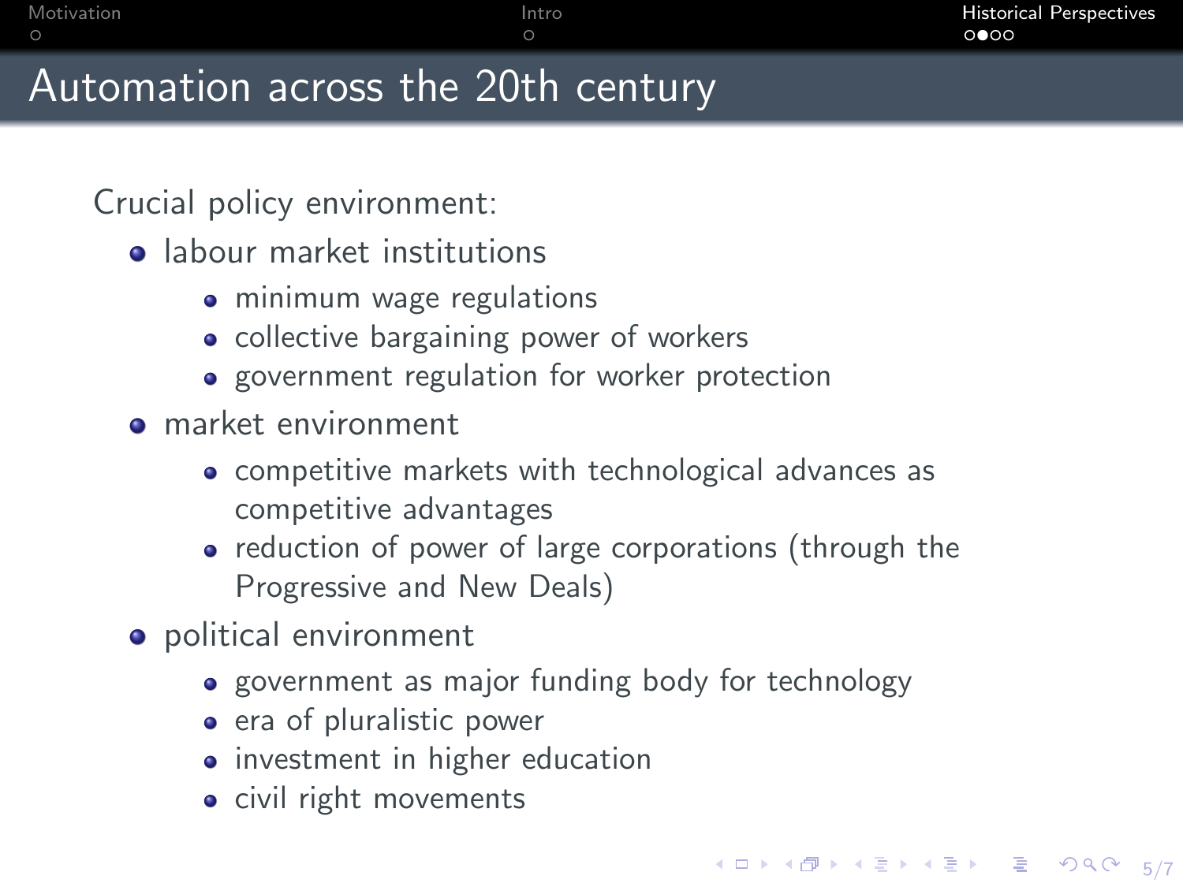# Automation across the 20th century

Crucial policy environment:

- labour market institutions
  - minimum wage regulations
  - collective bargaining power of workers
  - government regulation for worker protection
- market environment
  - competitive markets with technological advances as competitive advantages
  - reduction of power of large corporations (through the Progressive and New Deals)
- political environment
  - government as major funding body for technology
  - era of pluralistic power
  - investment in higher education
  - civil right movements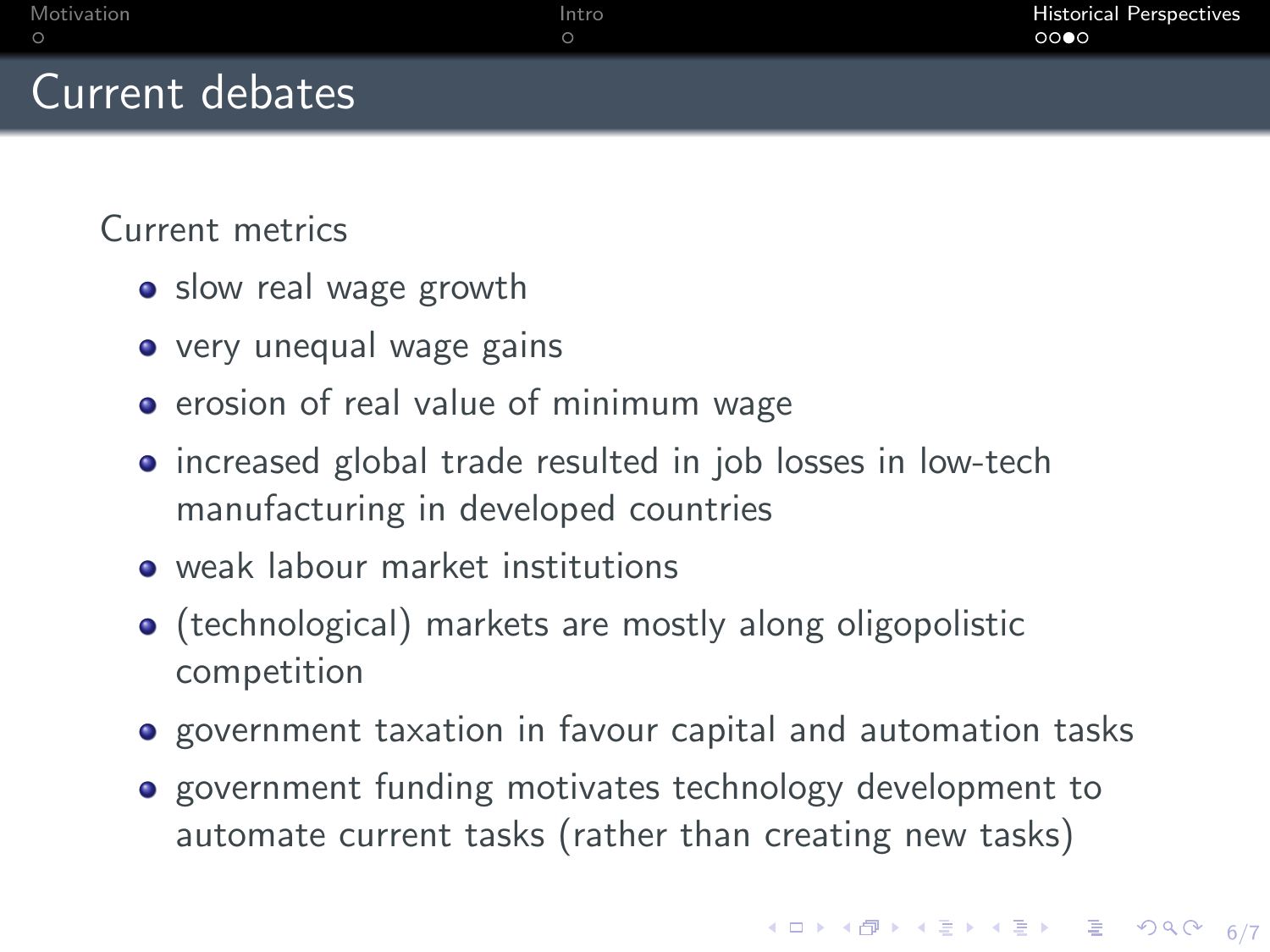# Current debates

Current metrics

- slow real wage growth
- very unequal wage gains
- erosion of real value of minimum wage
- increased global trade resulted in job losses in low-tech manufacturing in developed countries
- weak labour market institutions
- (technological) markets are mostly along oligopolistic competition
- government taxation in favour capital and automation tasks
- government funding motivates technology development to automate current tasks (rather than creating new tasks)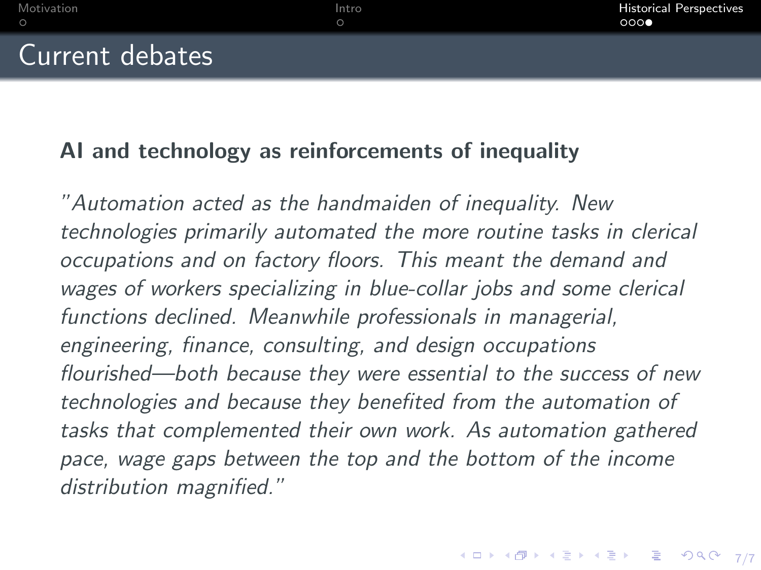# Current debates

**AI and technology as reinforcements of inequality**

*"Automation acted as the handmaiden of inequality. New technologies primarily automated the more routine tasks in clerical occupations and on factory floors. This meant the demand and wages of workers specializing in blue-collar jobs and some clerical functions declined. Meanwhile professionals in managerial, engineering, finance, consulting, and design occupations flourished—both because they were essential to the success of new technologies and because they benefited from the automation of tasks that complemented their own work. As automation gathered pace, wage gaps between the top and the bottom of the income distribution magnified."*